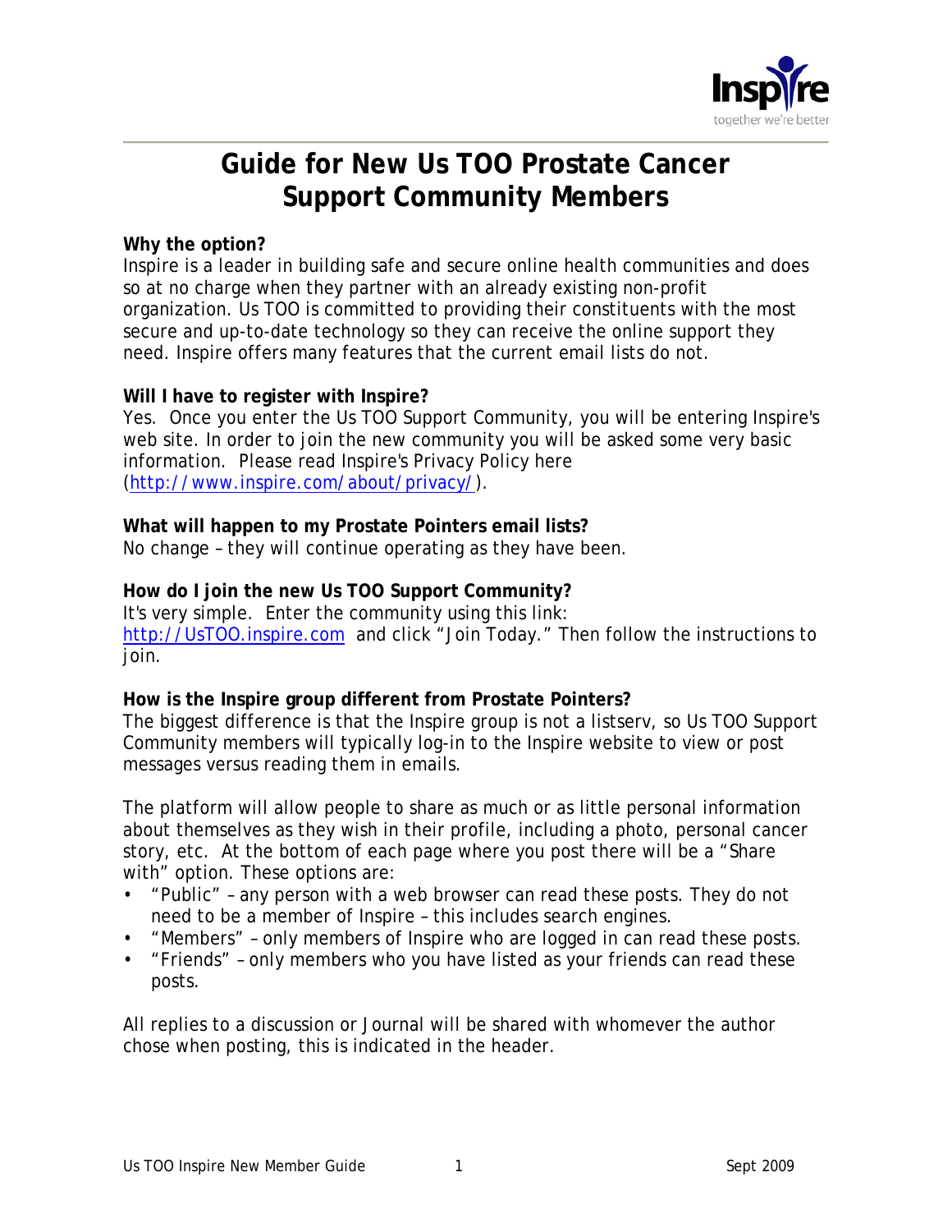# Guide for New Us TOO Prostate Cancer Support Community Members

**Why the option?**
Inspire is a leader in building safe and secure online health communities and does so at no charge when they partner with an already existing non-profit organization. Us TOO is committed to providing their constituents with the most secure and up-to-date technology so they can receive the online support they need. Inspire offers many features that the current email lists do not.

**Will I have to register with Inspire?**
Yes. Once you enter the Us TOO Support Community, you will be entering Inspire's web site. In order to join the new community you will be asked some very basic information. Please read Inspire's Privacy Policy here (http://www.inspire.com/about/privacy/).

**What will happen to my Prostate Pointers email lists?**
No change – they will continue operating as they have been.

**How do I join the new Us TOO Support Community?**
It's very simple. Enter the community using this link: http://UsTOO.inspire.com and click "Join Today." Then follow the instructions to join.

**How is the Inspire group different from Prostate Pointers?**
The biggest difference is that the Inspire group is not a listserv, so Us TOO Support Community members will typically log-in to the Inspire website to view or post messages versus reading them in emails.

The platform will allow people to share as much or as little personal information about themselves as they wish in their profile, including a photo, personal cancer story, etc. At the bottom of each page where you post there will be a "Share with" option. These options are:

- "Public" – any person with a web browser can read these posts. They do not need to be a member of Inspire – this includes search engines.
- "Members" – only members of Inspire who are logged in can read these posts.
- "Friends" – only members who you have listed as your friends can read these posts.

All replies to a discussion or Journal will be shared with whomever the author chose when posting, this is indicated in the header.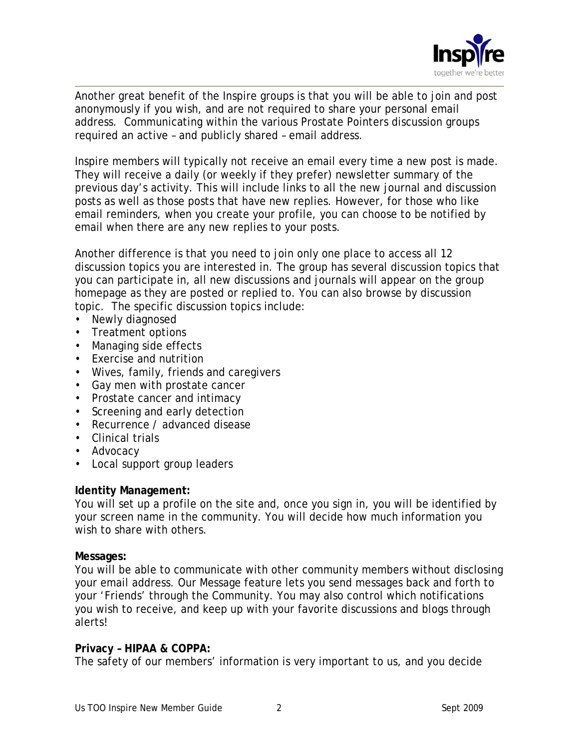Another great benefit of the Inspire groups is that you will be able to join and post anonymously if you wish, and are not required to share your personal email address. Communicating within the various Prostate Pointers discussion groups required an active – and publicly shared – email address.

Inspire members will typically not receive an email every time a new post is made. They will receive a daily (or weekly if they prefer) newsletter summary of the previous day's activity. This will include links to all the new journal and discussion posts as well as those posts that have new replies. However, for those who like email reminders, when you create your profile, you can choose to be notified by email when there are any new replies to your posts.

Another difference is that you need to join only one place to access all 12 discussion topics you are interested in. The group has several discussion topics that you can participate in, all new discussions and journals will appear on the group homepage as they are posted or replied to. You can also browse by discussion topic. The specific discussion topics include:

- Newly diagnosed
- Treatment options
- Managing side effects
- Exercise and nutrition
- Wives, family, friends and caregivers
- Gay men with prostate cancer
- Prostate cancer and intimacy
- Screening and early detection
- Recurrence / advanced disease
- Clinical trials
- Advocacy
- Local support group leaders

**Identity Management:**
You will set up a profile on the site and, once you sign in, you will be identified by your screen name in the community. You will decide how much information you wish to share with others.

**Messages:**
You will be able to communicate with other community members without disclosing your email address. Our Message feature lets you send messages back and forth to your 'Friends' through the Community. You may also control which notifications you wish to receive, and keep up with your favorite discussions and blogs through alerts!

**Privacy – HIPAA & COPPA:**
The safety of our members' information is very important to us, and you decide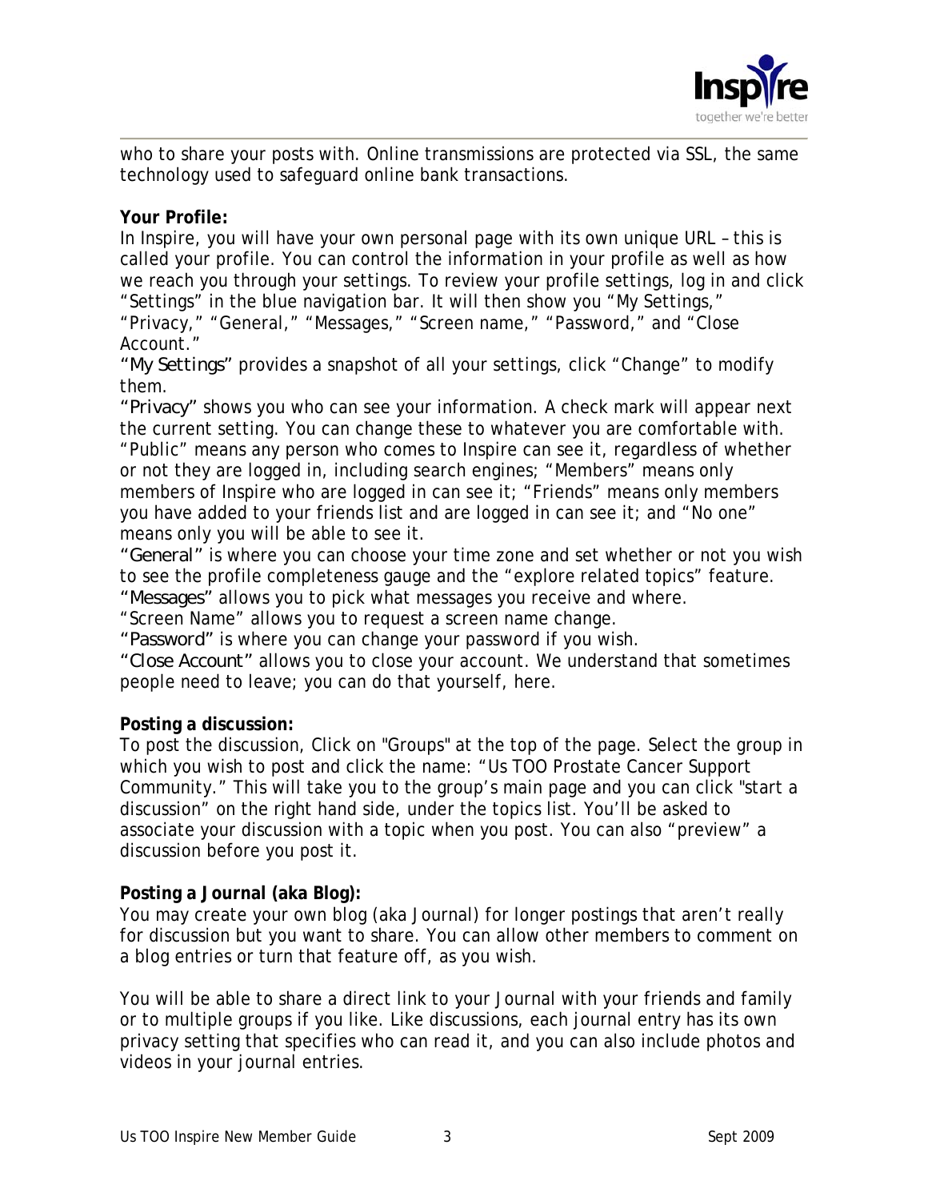who to share your posts with. Online transmissions are protected via SSL, the same technology used to safeguard online bank transactions.

**Your Profile:**

In Inspire, you will have your own personal page with its own unique URL – this is called your profile. You can control the information in your profile as well as how we reach you through your settings. To review your profile settings, log in and click "Settings" in the blue navigation bar. It will then show you "My Settings," "Privacy," "General," "Messages," "Screen name," "Password," and "Close Account."

"My Settings" provides a snapshot of all your settings, click "Change" to modify them.

"Privacy" shows you who can see your information. A check mark will appear next the current setting. You can change these to whatever you are comfortable with. "Public" means any person who comes to Inspire can see it, regardless of whether or not they are logged in, including search engines; "Members" means only members of Inspire who are logged in can see it; "Friends" means only members you have added to your friends list and are logged in can see it; and "No one" means only you will be able to see it.

"General" is where you can choose your time zone and set whether or not you wish to see the profile completeness gauge and the "explore related topics" feature.

"Messages" allows you to pick what messages you receive and where.

"Screen Name" allows you to request a screen name change.

"Password" is where you can change your password if you wish.

"Close Account" allows you to close your account. We understand that sometimes people need to leave; you can do that yourself, here.

**Posting a discussion:**

To post the discussion, Click on "Groups" at the top of the page. Select the group in which you wish to post and click the name: "Us TOO Prostate Cancer Support Community." This will take you to the group's main page and you can click "start a discussion" on the right hand side, under the topics list. You'll be asked to associate your discussion with a topic when you post. You can also "preview" a discussion before you post it.

**Posting a Journal (aka Blog):**

You may create your own blog (aka Journal) for longer postings that aren't really for discussion but you want to share. You can allow other members to comment on a blog entries or turn that feature off, as you wish.

You will be able to share a direct link to your Journal with your friends and family or to multiple groups if you like. Like discussions, each journal entry has its own privacy setting that specifies who can read it, and you can also include photos and videos in your journal entries.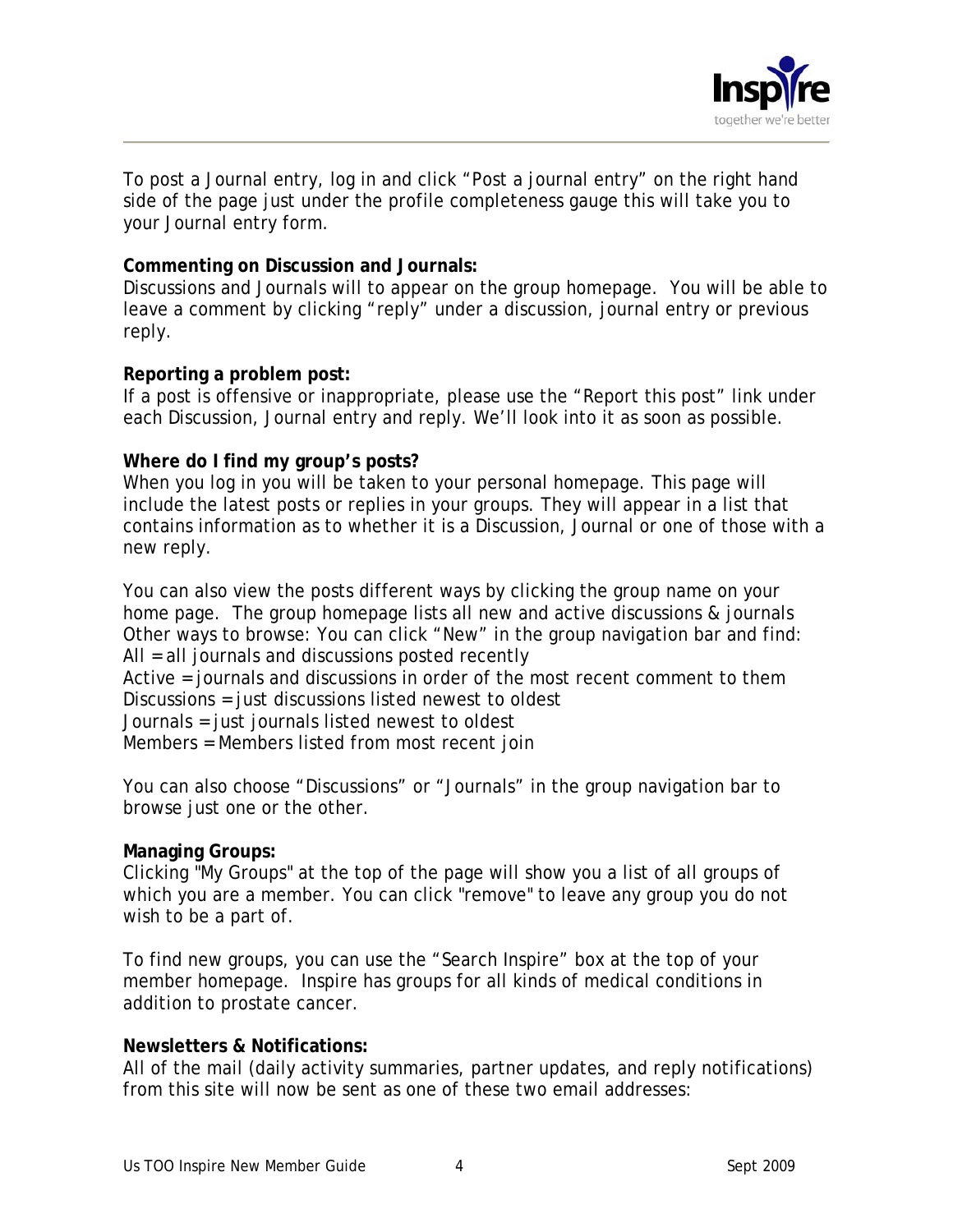To post a Journal entry, log in and click “Post a journal entry” on the right hand side of the page just under the profile completeness gauge this will take you to your Journal entry form.

**Commenting on Discussion and Journals:**
Discussions and Journals will to appear on the group homepage. You will be able to leave a comment by clicking “reply” under a discussion, journal entry or previous reply.

**Reporting a problem post:**
If a post is offensive or inappropriate, please use the “Report this post” link under each Discussion, Journal entry and reply. We’ll look into it as soon as possible.

**Where do I find my group’s posts?**
When you log in you will be taken to your personal homepage. This page will include the latest posts or replies in your groups. They will appear in a list that contains information as to whether it is a Discussion, Journal or one of those with a new reply.

You can also view the posts different ways by clicking the group name on your home page. The group homepage lists all new and active discussions & journals
Other ways to browse: You can click “New” in the group navigation bar and find:
All = all journals and discussions posted recently
Active = journals and discussions in order of the most recent comment to them
Discussions = just discussions listed newest to oldest
Journals = just journals listed newest to oldest
Members = Members listed from most recent join

You can also choose “Discussions” or “Journals” in the group navigation bar to browse just one or the other.

**Managing Groups:**
Clicking "My Groups" at the top of the page will show you a list of all groups of which you are a member. You can click "remove" to leave any group you do not wish to be a part of.

To find new groups, you can use the “Search Inspire” box at the top of your member homepage. Inspire has groups for all kinds of medical conditions in addition to prostate cancer.

**Newsletters & Notifications:**
All of the mail (daily activity summaries, partner updates, and reply notifications) from this site will now be sent as one of these two email addresses: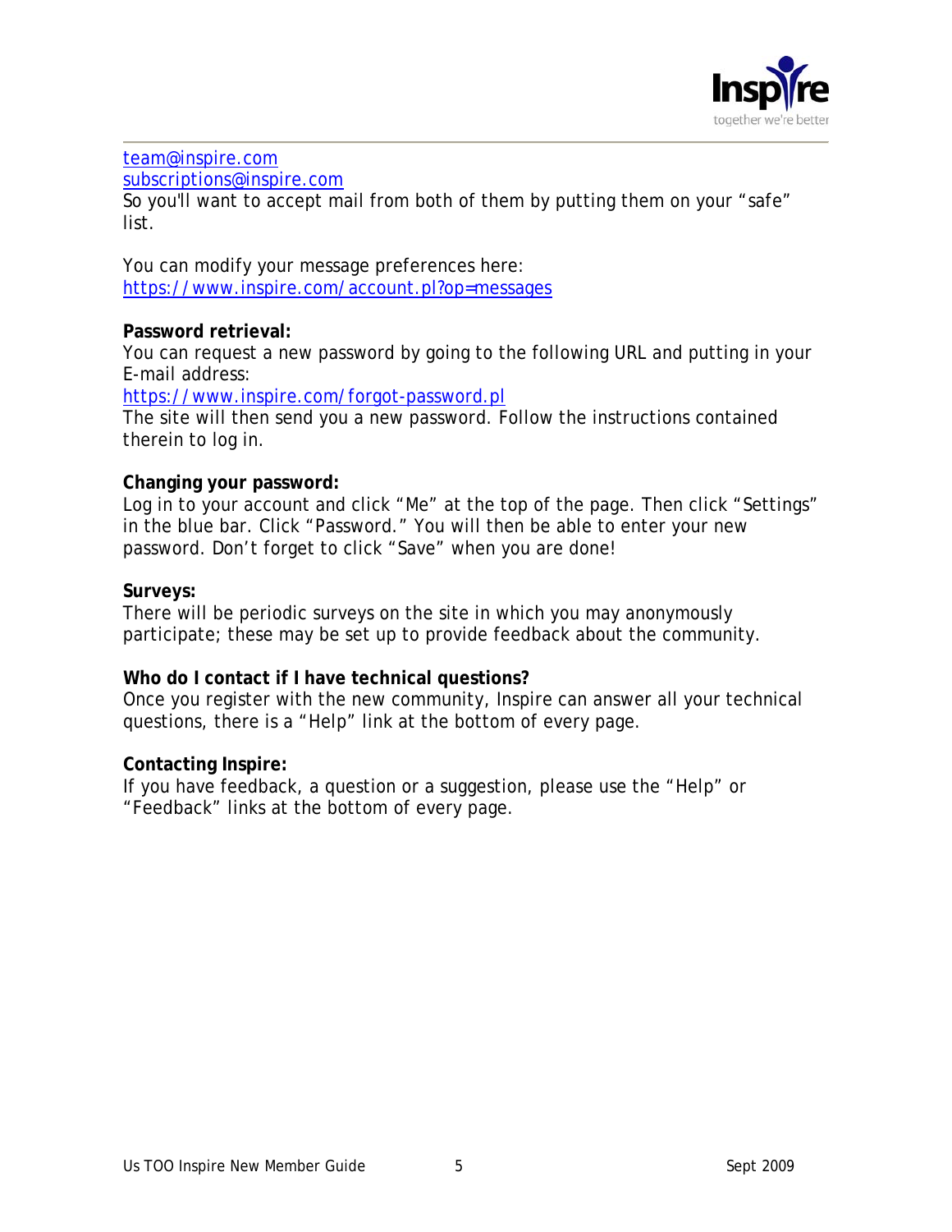team@inspire.com
subscriptions@inspire.com
So you'll want to accept mail from both of them by putting them on your "safe" list.

You can modify your message preferences here:
https://www.inspire.com/account.pl?op=messages

**Password retrieval:**
You can request a new password by going to the following URL and putting in your E-mail address:
https://www.inspire.com/forgot-password.pl
The site will then send you a new password. Follow the instructions contained therein to log in.

**Changing your password:**
Log in to your account and click "Me" at the top of the page. Then click "Settings" in the blue bar. Click "Password." You will then be able to enter your new password. Don't forget to click "Save" when you are done!

**Surveys:**
There will be periodic surveys on the site in which you may anonymously participate; these may be set up to provide feedback about the community.

**Who do I contact if I have technical questions?**
Once you register with the new community, Inspire can answer all your technical questions, there is a "Help" link at the bottom of every page.

**Contacting Inspire:**
If you have feedback, a question or a suggestion, please use the "Help" or "Feedback" links at the bottom of every page.